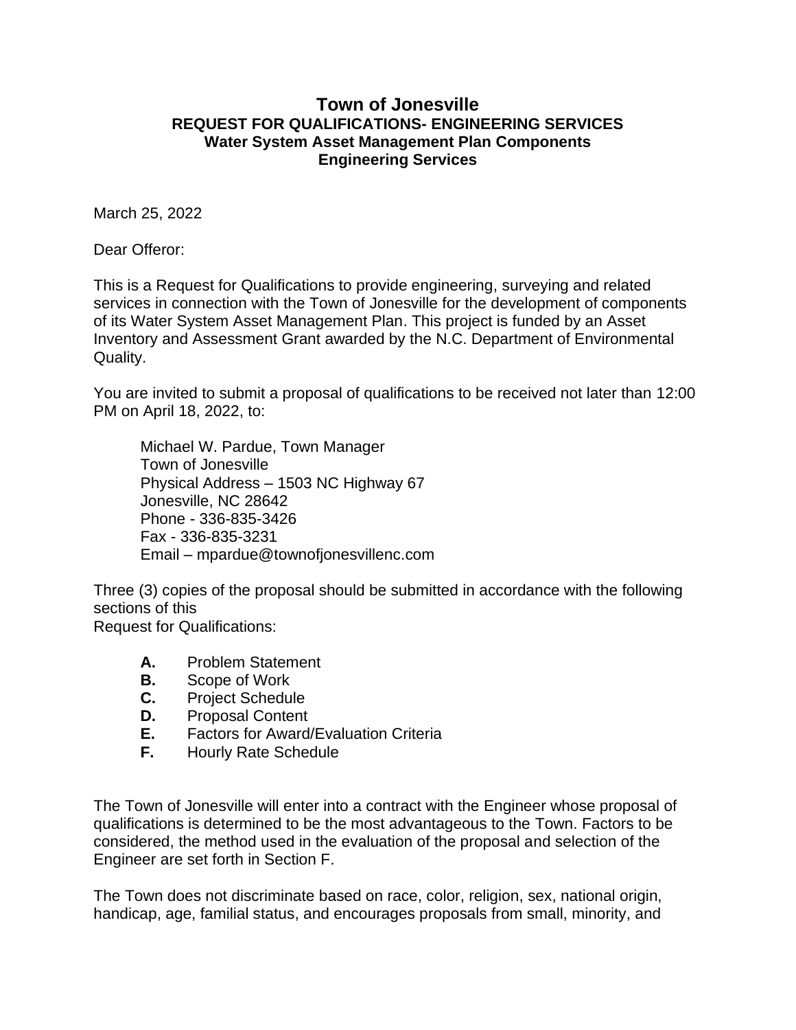# Town of Jonesville

## REQUEST FOR QUALIFICATIONS- ENGINEERING SERVICES

### Water System Asset Management Plan Components

### Engineering Services

March 25, 2022

Dear Offeror:

This is a Request for Qualifications to provide engineering, surveying and related services in connection with the Town of Jonesville for the development of components of its Water System Asset Management Plan. This project is funded by an Asset Inventory and Assessment Grant awarded by the N.C. Department of Environmental Quality.

You are invited to submit a proposal of qualifications to be received not later than 12:00 PM on April 18, 2022, to:

> Michael W. Pardue, Town Manager
> Town of Jonesville
> Physical Address – 1503 NC Highway 67
> Jonesville, NC 28642
> Phone - 336-835-3426
> Fax - 336-835-3231
> Email – mpardue@townofjonesvillenc.com

Three (3) copies of the proposal should be submitted in accordance with the following sections of this
Request for Qualifications:

- **A.** Problem Statement
- **B.** Scope of Work
- **C.** Project Schedule
- **D.** Proposal Content
- **E.** Factors for Award/Evaluation Criteria
- **F.** Hourly Rate Schedule

The Town of Jonesville will enter into a contract with the Engineer whose proposal of qualifications is determined to be the most advantageous to the Town. Factors to be considered, the method used in the evaluation of the proposal and selection of the Engineer are set forth in Section F.

The Town does not discriminate based on race, color, religion, sex, national origin, handicap, age, familial status, and encourages proposals from small, minority, and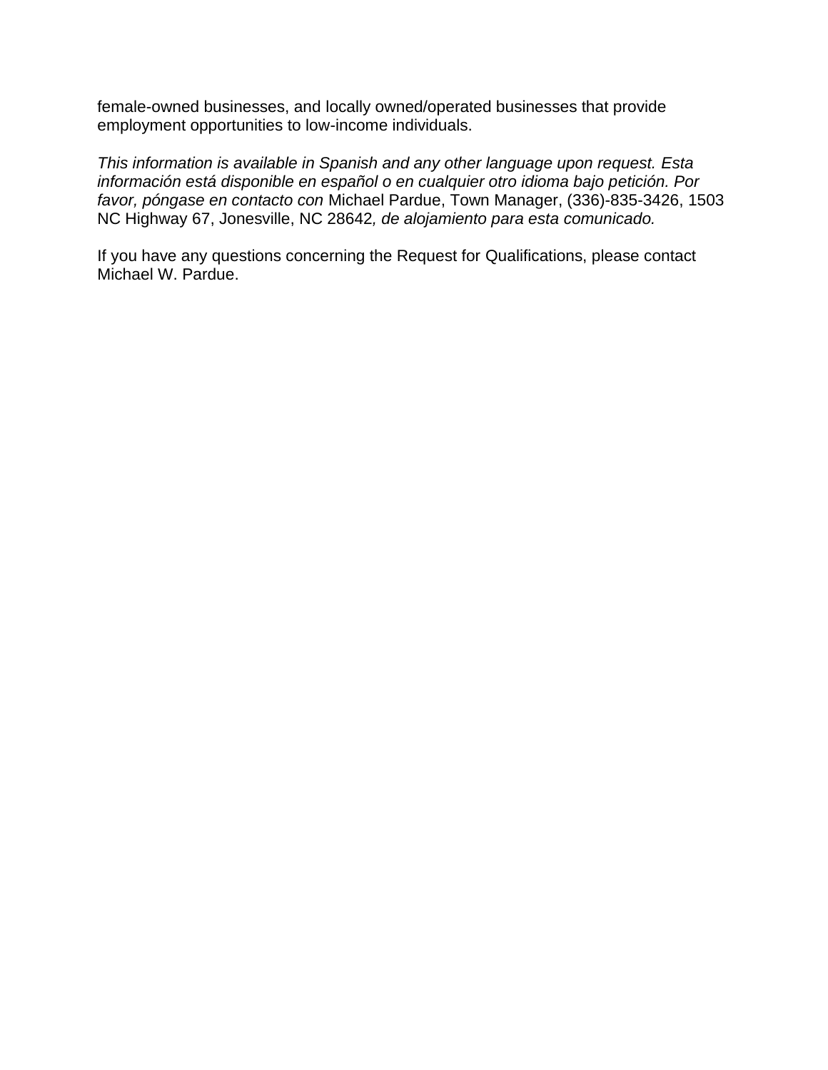female-owned businesses, and locally owned/operated businesses that provide employment opportunities to low-income individuals.

*This information is available in Spanish and any other language upon request. Esta información está disponible en español o en cualquier otro idioma bajo petición. Por favor, póngase en contacto con* Michael Pardue, Town Manager, (336)-835-3426, 1503 NC Highway 67, Jonesville, NC 28642*, de alojamiento para esta comunicado.*

If you have any questions concerning the Request for Qualifications, please contact Michael W. Pardue.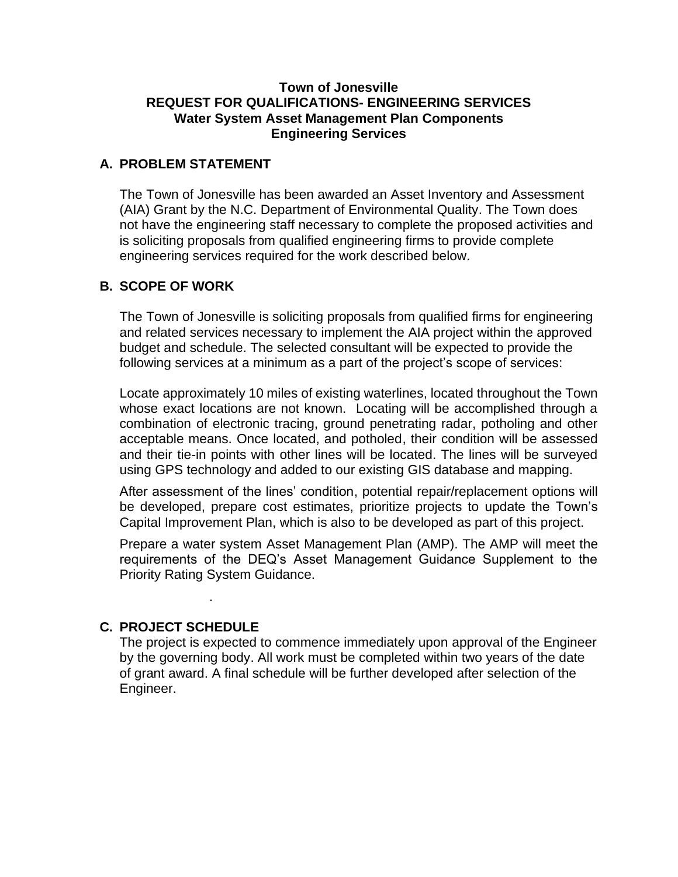**Town of Jonesville**
**REQUEST FOR QUALIFICATIONS- ENGINEERING SERVICES**
**Water System Asset Management Plan Components**
**Engineering Services**

## A. PROBLEM STATEMENT

The Town of Jonesville has been awarded an Asset Inventory and Assessment (AIA) Grant by the N.C. Department of Environmental Quality. The Town does not have the engineering staff necessary to complete the proposed activities and is soliciting proposals from qualified engineering firms to provide complete engineering services required for the work described below.

## B. SCOPE OF WORK

The Town of Jonesville is soliciting proposals from qualified firms for engineering and related services necessary to implement the AIA project within the approved budget and schedule. The selected consultant will be expected to provide the following services at a minimum as a part of the project's scope of services:

Locate approximately 10 miles of existing waterlines, located throughout the Town whose exact locations are not known. Locating will be accomplished through a combination of electronic tracing, ground penetrating radar, potholing and other acceptable means. Once located, and potholed, their condition will be assessed and their tie-in points with other lines will be located. The lines will be surveyed using GPS technology and added to our existing GIS database and mapping.

After assessment of the lines' condition, potential repair/replacement options will be developed, prepare cost estimates, prioritize projects to update the Town's Capital Improvement Plan, which is also to be developed as part of this project.

Prepare a water system Asset Management Plan (AMP). The AMP will meet the requirements of the DEQ's Asset Management Guidance Supplement to the Priority Rating System Guidance.

## C. PROJECT SCHEDULE

The project is expected to commence immediately upon approval of the Engineer by the governing body. All work must be completed within two years of the date of grant award. A final schedule will be further developed after selection of the Engineer.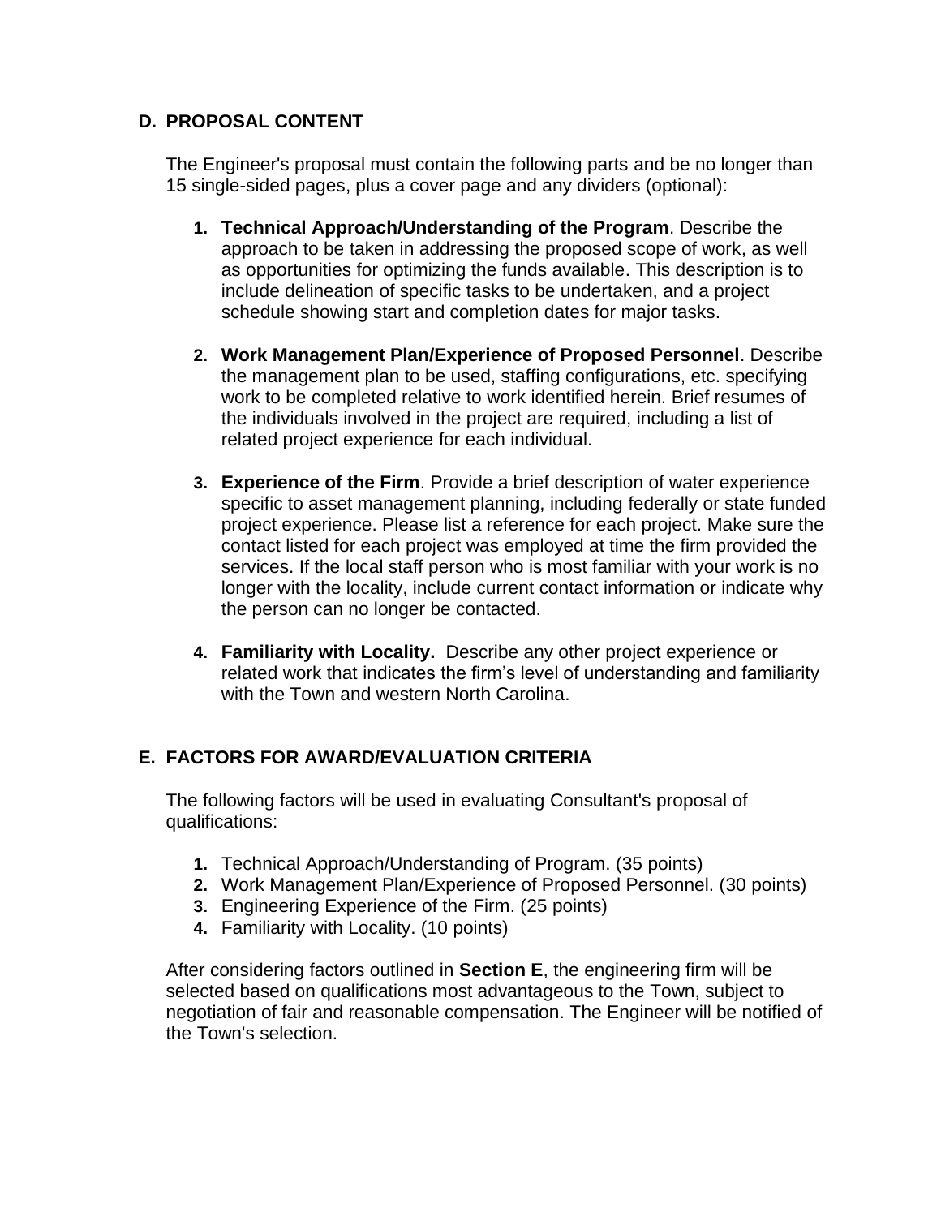## D. PROPOSAL CONTENT

The Engineer's proposal must contain the following parts and be no longer than 15 single-sided pages, plus a cover page and any dividers (optional):

1. **Technical Approach/Understanding of the Program**. Describe the approach to be taken in addressing the proposed scope of work, as well as opportunities for optimizing the funds available. This description is to include delineation of specific tasks to be undertaken, and a project schedule showing start and completion dates for major tasks.

2. **Work Management Plan/Experience of Proposed Personnel**. Describe the management plan to be used, staffing configurations, etc. specifying work to be completed relative to work identified herein. Brief resumes of the individuals involved in the project are required, including a list of related project experience for each individual.

3. **Experience of the Firm**. Provide a brief description of water experience specific to asset management planning, including federally or state funded project experience. Please list a reference for each project. Make sure the contact listed for each project was employed at time the firm provided the services. If the local staff person who is most familiar with your work is no longer with the locality, include current contact information or indicate why the person can no longer be contacted.

4. **Familiarity with Locality.** Describe any other project experience or related work that indicates the firm's level of understanding and familiarity with the Town and western North Carolina.

## E. FACTORS FOR AWARD/EVALUATION CRITERIA

The following factors will be used in evaluating Consultant's proposal of qualifications:

1. Technical Approach/Understanding of Program. (35 points)
2. Work Management Plan/Experience of Proposed Personnel. (30 points)
3. Engineering Experience of the Firm. (25 points)
4. Familiarity with Locality. (10 points)

After considering factors outlined in **Section E**, the engineering firm will be selected based on qualifications most advantageous to the Town, subject to negotiation of fair and reasonable compensation. The Engineer will be notified of the Town's selection.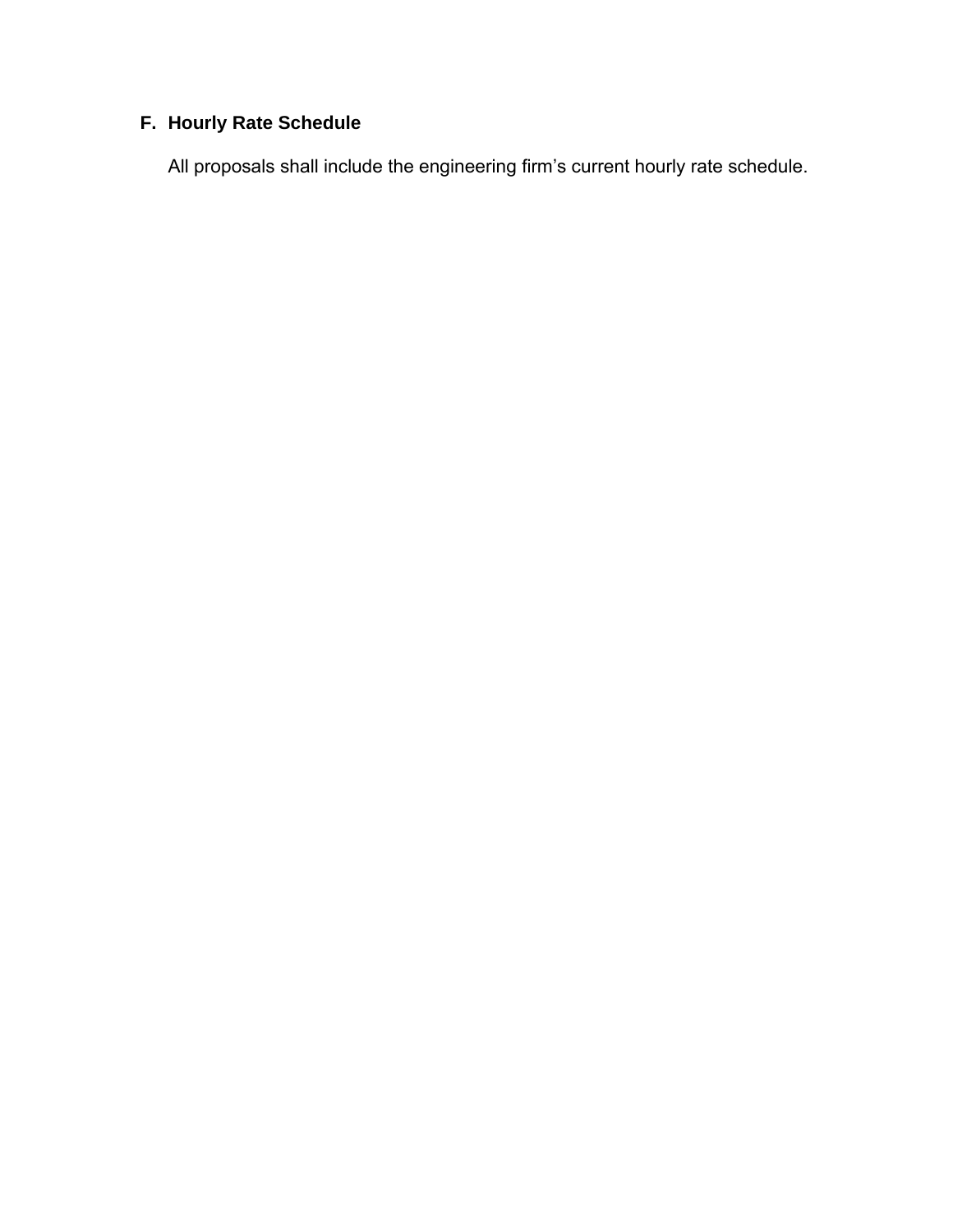### F. Hourly Rate Schedule

All proposals shall include the engineering firm's current hourly rate schedule.